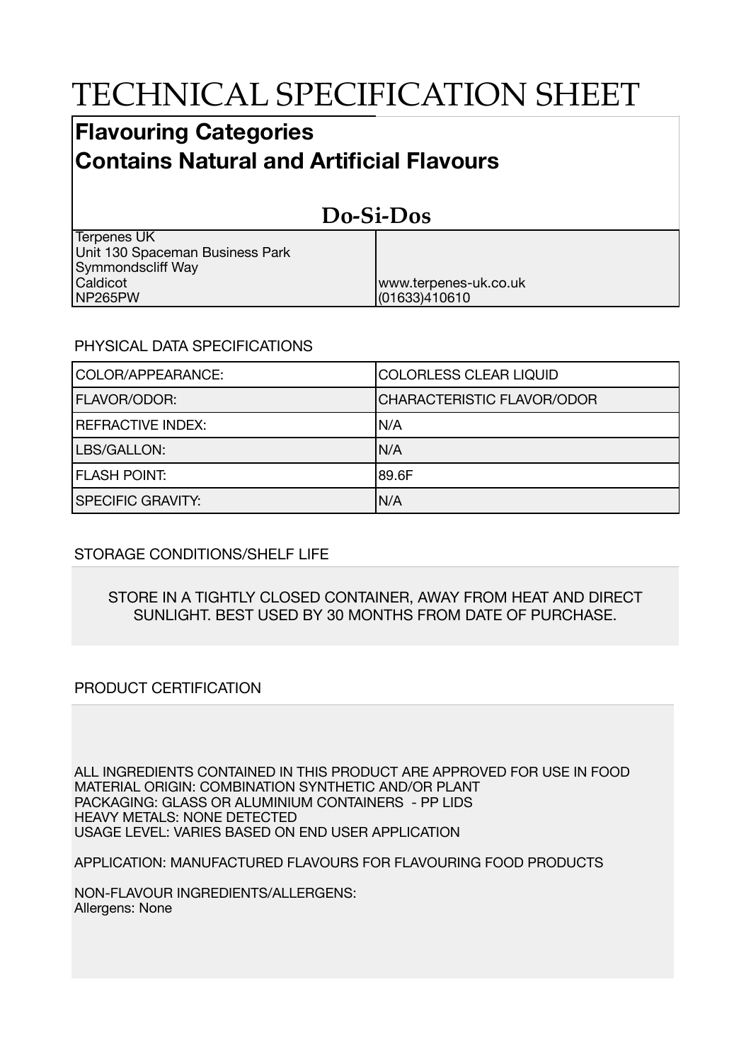# TECHNICAL SPECIFICATION SHEET

## Flavouring Categories
## Contains Natural and Artificial Flavours

### Do-Si-Dos

| | |
|---|---|
| Terpenes UK<br>Unit 130 Spaceman Business Park<br>Symmondscliff Way<br>Caldicot<br>NP265PW | www.terpenes-uk.co.uk<br>(01633)410610 |

PHYSICAL DATA SPECIFICATIONS

| | |
|---|---|
| COLOR/APPEARANCE: | COLORLESS CLEAR LIQUID |
| FLAVOR/ODOR: | CHARACTERISTIC FLAVOR/ODOR |
| REFRACTIVE INDEX: | N/A |
| LBS/GALLON: | N/A |
| FLASH POINT: | 89.6F |
| SPECIFIC GRAVITY: | N/A |

STORAGE CONDITIONS/SHELF LIFE

STORE IN A TIGHTLY CLOSED CONTAINER, AWAY FROM HEAT AND DIRECT SUNLIGHT. BEST USED BY 30 MONTHS FROM DATE OF PURCHASE.

PRODUCT CERTIFICATION

ALL INGREDIENTS CONTAINED IN THIS PRODUCT ARE APPROVED FOR USE IN FOOD
MATERIAL ORIGIN: COMBINATION SYNTHETIC AND/OR PLANT
PACKAGING: GLASS OR ALUMINIUM CONTAINERS - PP LIDS
HEAVY METALS: NONE DETECTED
USAGE LEVEL: VARIES BASED ON END USER APPLICATION

APPLICATION: MANUFACTURED FLAVOURS FOR FLAVOURING FOOD PRODUCTS

NON-FLAVOUR INGREDIENTS/ALLERGENS:
Allergens: None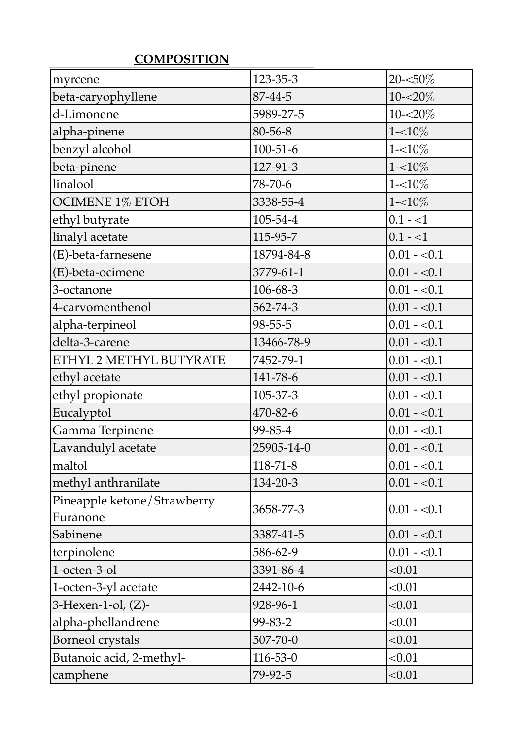| COMPOSITION | | |
|---|---|---|
| myrcene | 123-35-3 | 20-<50% |
| beta-caryophyllene | 87-44-5 | 10-<20% |
| d-Limonene | 5989-27-5 | 10-<20% |
| alpha-pinene | 80-56-8 | 1-<10% |
| benzyl alcohol | 100-51-6 | 1-<10% |
| beta-pinene | 127-91-3 | 1-<10% |
| linalool | 78-70-6 | 1-<10% |
| OCIMENE 1% ETOH | 3338-55-4 | 1-<10% |
| ethyl butyrate | 105-54-4 | 0.1 - <1 |
| linalyl acetate | 115-95-7 | 0.1 - <1 |
| (E)-beta-farnesene | 18794-84-8 | 0.01 - <0.1 |
| (E)-beta-ocimene | 3779-61-1 | 0.01 - <0.1 |
| 3-octanone | 106-68-3 | 0.01 - <0.1 |
| 4-carvomenthenol | 562-74-3 | 0.01 - <0.1 |
| alpha-terpineol | 98-55-5 | 0.01 - <0.1 |
| delta-3-carene | 13466-78-9 | 0.01 - <0.1 |
| ETHYL 2 METHYL BUTYRATE | 7452-79-1 | 0.01 - <0.1 |
| ethyl acetate | 141-78-6 | 0.01 - <0.1 |
| ethyl propionate | 105-37-3 | 0.01 - <0.1 |
| Eucalyptol | 470-82-6 | 0.01 - <0.1 |
| Gamma Terpinene | 99-85-4 | 0.01 - <0.1 |
| Lavandulyl acetate | 25905-14-0 | 0.01 - <0.1 |
| maltol | 118-71-8 | 0.01 - <0.1 |
| methyl anthranilate | 134-20-3 | 0.01 - <0.1 |
| Pineapple ketone/Strawberry Furanone | 3658-77-3 | 0.01 - <0.1 |
| Sabinene | 3387-41-5 | 0.01 - <0.1 |
| terpinolene | 586-62-9 | 0.01 - <0.1 |
| 1-octen-3-ol | 3391-86-4 | <0.01 |
| 1-octen-3-yl acetate | 2442-10-6 | <0.01 |
| 3-Hexen-1-ol, (Z)- | 928-96-1 | <0.01 |
| alpha-phellandrene | 99-83-2 | <0.01 |
| Borneol crystals | 507-70-0 | <0.01 |
| Butanoic acid, 2-methyl- | 116-53-0 | <0.01 |
| camphene | 79-92-5 | <0.01 |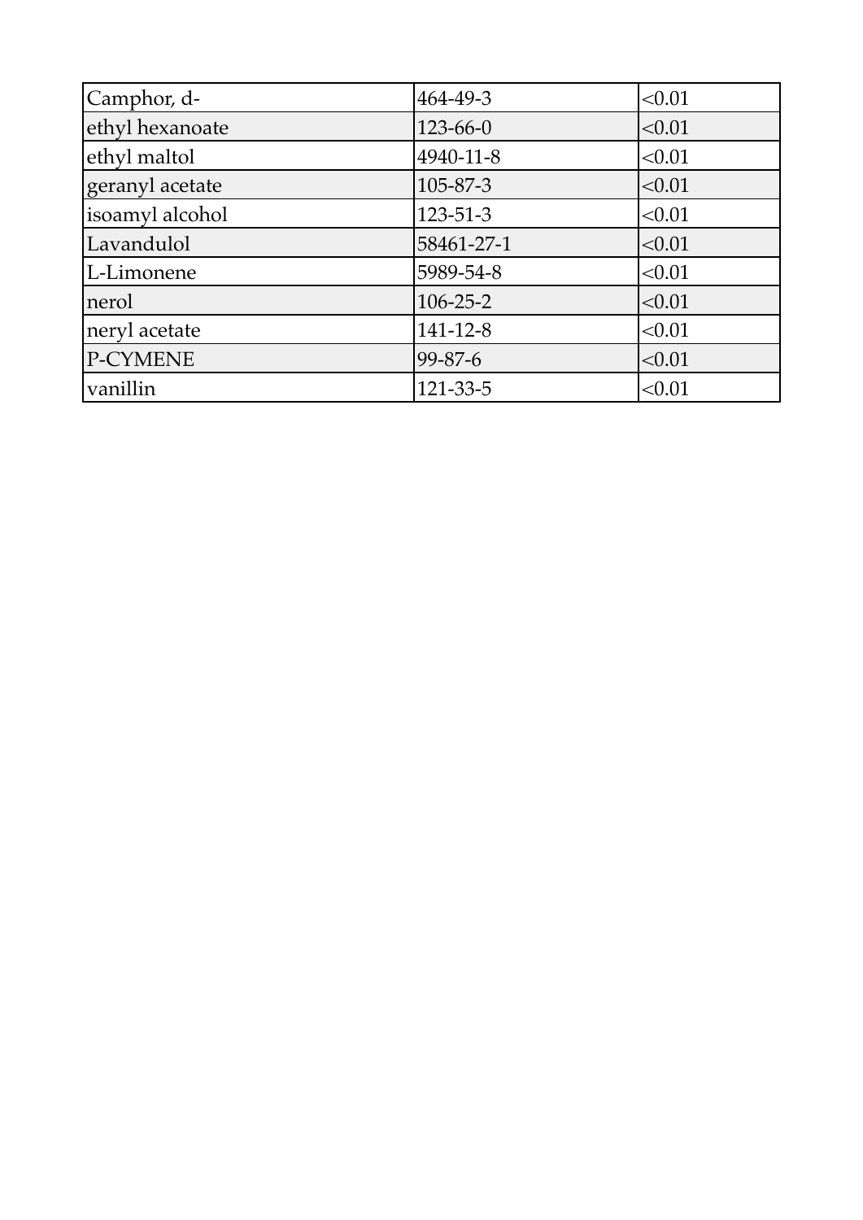| | | |
|---|---|---|
| Camphor, d- | 464-49-3 | <0.01 |
| ethyl hexanoate | 123-66-0 | <0.01 |
| ethyl maltol | 4940-11-8 | <0.01 |
| geranyl acetate | 105-87-3 | <0.01 |
| isoamyl alcohol | 123-51-3 | <0.01 |
| Lavandulol | 58461-27-1 | <0.01 |
| L-Limonene | 5989-54-8 | <0.01 |
| nerol | 106-25-2 | <0.01 |
| neryl acetate | 141-12-8 | <0.01 |
| P-CYMENE | 99-87-6 | <0.01 |
| vanillin | 121-33-5 | <0.01 |